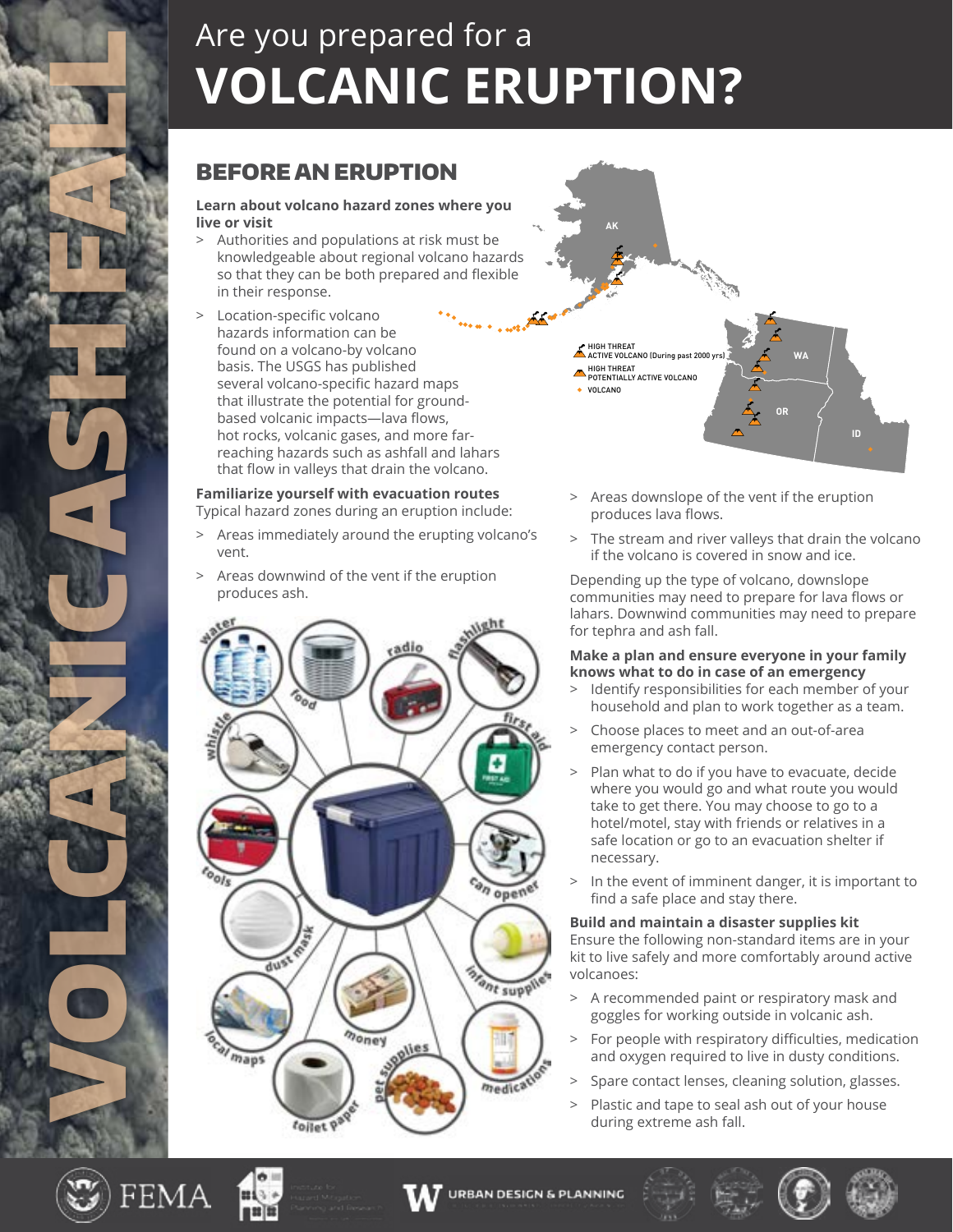# Are you prepared for a VOLCANIC ERUPTION?

VOLCANIC ASHFALL

## BEFORE AN ERUPTION

**Learn about volcano hazard zones where you live or visit**

- Authorities and populations at risk must be knowledgeable about regional volcano hazards so that they can be both prepared and flexible in their response.
- Location-specific volcano hazards information can be found on a volcano-by volcano basis. The USGS has published several volcano-specific hazard maps that illustrate the potential for ground-based volcanic impacts—lava flows, hot rocks, volcanic gases, and more far-reaching hazards such as ashfall and lahars that flow in valleys that drain the volcano.

AK

WA

OR

ID

HIGH THREAT ACTIVE VOLCANO (During past 2000 yrs)

HIGH THREAT POTENTIALLY ACTIVE VOLCANO

VOLCANO

**Familiarize yourself with evacuation routes**

Typical hazard zones during an eruption include:

- Areas immediately around the erupting volcano's vent.
- Areas downwind of the vent if the eruption produces ash.
- Areas downslope of the vent if the eruption produces lava flows.
- The stream and river valleys that drain the volcano if the volcano is covered in snow and ice.

Depending up the type of volcano, downslope communities may need to prepare for lava flows or lahars. Downwind communities may need to prepare for tephra and ash fall.

water, food, radio, flashlight, first aid, whistle, tools, can opener, dust mask, infant supplies, local maps, money, toilet paper, pet supplies, medications

**Make a plan and ensure everyone in your family knows what to do in case of an emergency**

- Identify responsibilities for each member of your household and plan to work together as a team.
- Choose places to meet and an out-of-area emergency contact person.
- Plan what to do if you have to evacuate, decide where you would go and what route you would take to get there. You may choose to go to a hotel/motel, stay with friends or relatives in a safe location or go to an evacuation shelter if necessary.
- In the event of imminent danger, it is important to find a safe place and stay there.

**Build and maintain a disaster supplies kit**

Ensure the following non-standard items are in your kit to live safely and more comfortably around active volcanoes:

- A recommended paint or respiratory mask and goggles for working outside in volcanic ash.
- For people with respiratory difficulties, medication and oxygen required to live in dusty conditions.
- Spare contact lenses, cleaning solution, glasses.
- Plastic and tape to seal ash out of your house during extreme ash fall.

FEMA

URBAN DESIGN & PLANNING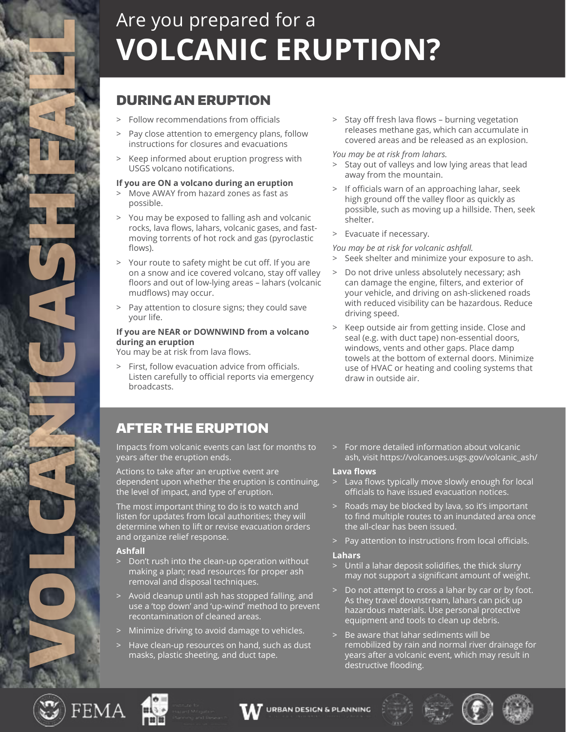# Are you prepared for a VOLCANIC ERUPTION?

VOLCANIC ASHFALL

## DURING AN ERUPTION

- Follow recommendations from officials
- Pay close attention to emergency plans, follow instructions for closures and evacuations
- Keep informed about eruption progress with USGS volcano notifications.

**If you are ON a volcano during an eruption**

- Move AWAY from hazard zones as fast as possible.
- You may be exposed to falling ash and volcanic rocks, lava flows, lahars, volcanic gases, and fast-moving torrents of hot rock and gas (pyroclastic flows).
- Your route to safety might be cut off. If you are on a snow and ice covered volcano, stay off valley floors and out of low-lying areas – lahars (volcanic mudflows) may occur.
- Pay attention to closure signs; they could save your life.

**If you are NEAR or DOWNWIND from a volcano during an eruption**

You may be at risk from lava flows.

- First, follow evacuation advice from officials. Listen carefully to official reports via emergency broadcasts.
- Stay off fresh lava flows – burning vegetation releases methane gas, which can accumulate in covered areas and be released as an explosion.

*You may be at risk from lahars.*

- Stay out of valleys and low lying areas that lead away from the mountain.
- If officials warn of an approaching lahar, seek high ground off the valley floor as quickly as possible, such as moving up a hillside. Then, seek shelter.
- Evacuate if necessary.

*You may be at risk for volcanic ashfall.*

- Seek shelter and minimize your exposure to ash.
- Do not drive unless absolutely necessary; ash can damage the engine, filters, and exterior of your vehicle, and driving on ash-slickened roads with reduced visibility can be hazardous. Reduce driving speed.
- Keep outside air from getting inside. Close and seal (e.g. with duct tape) non-essential doors, windows, vents and other gaps. Place damp towels at the bottom of external doors. Minimize use of HVAC or heating and cooling systems that draw in outside air.

## AFTER THE ERUPTION

Impacts from volcanic events can last for months to years after the eruption ends.

Actions to take after an eruptive event are dependent upon whether the eruption is continuing, the level of impact, and type of eruption.

The most important thing to do is to watch and listen for updates from local authorities; they will determine when to lift or revise evacuation orders and organize relief response.

**Ashfall**

- Don't rush into the clean-up operation without making a plan; read resources for proper ash removal and disposal techniques.
- Avoid cleanup until ash has stopped falling, and use a 'top down' and 'up-wind' method to prevent recontamination of cleaned areas.
- Minimize driving to avoid damage to vehicles.
- Have clean-up resources on hand, such as dust masks, plastic sheeting, and duct tape.
- For more detailed information about volcanic ash, visit https://volcanoes.usgs.gov/volcanic_ash/

**Lava flows**

- Lava flows typically move slowly enough for local officials to have issued evacuation notices.
- Roads may be blocked by lava, so it's important to find multiple routes to an inundated area once the all-clear has been issued.
- Pay attention to instructions from local officials.

**Lahars**

- Until a lahar deposit solidifies, the thick slurry may not support a significant amount of weight.
- Do not attempt to cross a lahar by car or by foot. As they travel downstream, lahars can pick up hazardous materials. Use personal protective equipment and tools to clean up debris.
- Be aware that lahar sediments will be remobilized by rain and normal river drainage for years after a volcanic event, which may result in destructive flooding.

FEMA

URBAN DESIGN & PLANNING